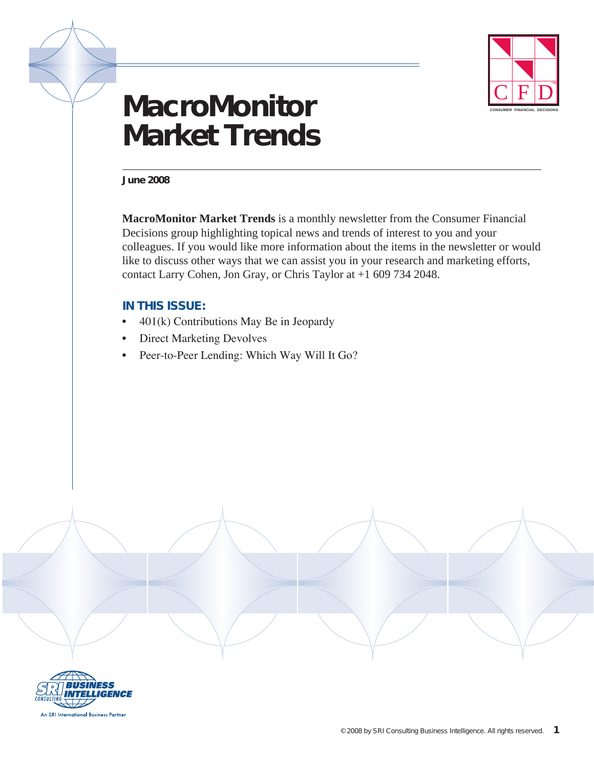# MacroMonitor Market Trends

**June 2008**

**MacroMonitor Market Trends** is a monthly newsletter from the Consumer Financial Decisions group highlighting topical news and trends of interest to you and your colleagues. If you would like more information about the items in the newsletter or would like to discuss other ways that we can assist you in your research and marketing efforts, contact Larry Cohen, Jon Gray, or Chris Taylor at +1 609 734 2048.

## IN THIS ISSUE:

- 401(k) Contributions May Be in Jeopardy
- Direct Marketing Devolves
- Peer-to-Peer Lending: Which Way Will It Go?

© 2008 by SRI Consulting Business Intelligence. All rights reserved.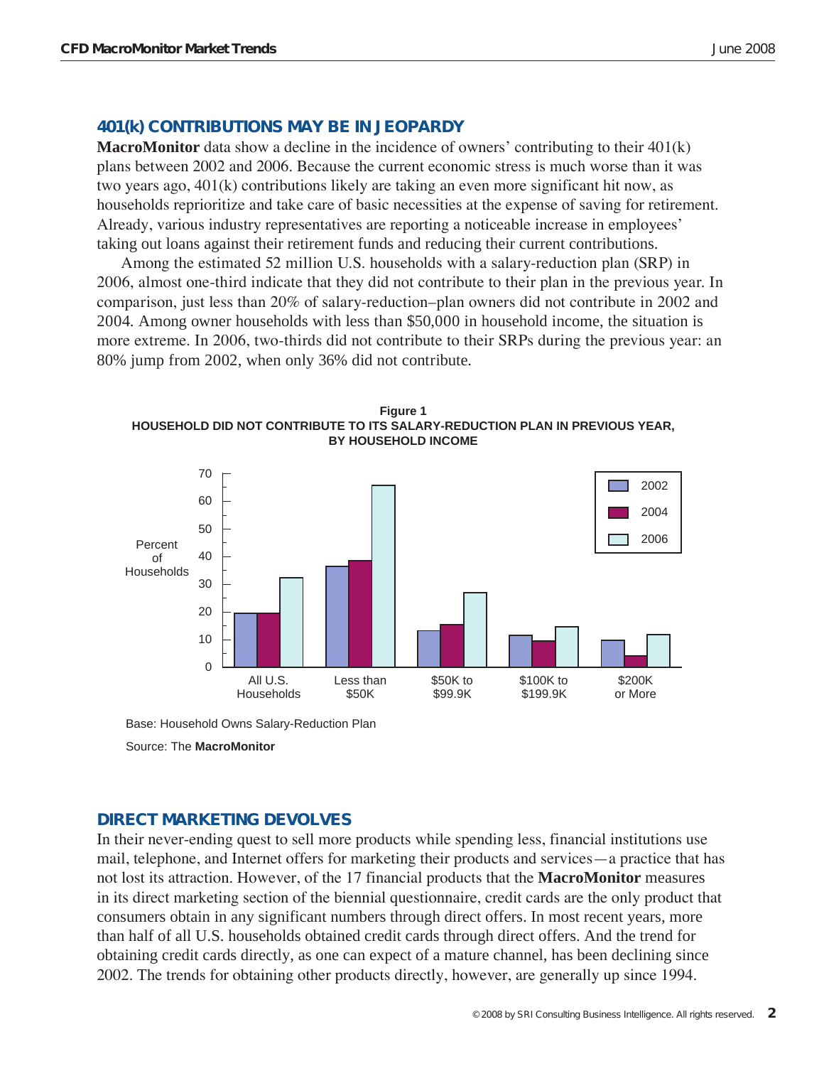## 401(k) CONTRIBUTIONS MAY BE IN JEOPARDY

**MacroMonitor** data show a decline in the incidence of owners' contributing to their 401(k) plans between 2002 and 2006. Because the current economic stress is much worse than it was two years ago, 401(k) contributions likely are taking an even more significant hit now, as households reprioritize and take care of basic necessities at the expense of saving for retirement. Already, various industry representatives are reporting a noticeable increase in employees' taking out loans against their retirement funds and reducing their current contributions.

Among the estimated 52 million U.S. households with a salary-reduction plan (SRP) in 2006, almost one-third indicate that they did not contribute to their plan in the previous year. In comparison, just less than 20% of salary-reduction–plan owners did not contribute in 2002 and 2004. Among owner households with less than \$50,000 in household income, the situation is more extreme. In 2006, two-thirds did not contribute to their SRPs during the previous year: an 80% jump from 2002, when only 36% did not contribute.

**Figure 1**
**HOUSEHOLD DID NOT CONTRIBUTE TO ITS SALARY-REDUCTION PLAN IN PREVIOUS YEAR, BY HOUSEHOLD INCOME**

| Percent of Households | 2002 | 2004 | 2006 |
|---|---|---|---|
| All U.S. Households | 20 | 20 | 32 |
| Less than \$50K | 36 | 38 | 66 |
| \$50K to \$99.9K | 13 | 15 | 27 |
| \$100K to \$199.9K | 11 | 9 | 14 |
| \$200K or More | 10 | 4 | 12 |

Base: Household Owns Salary-Reduction Plan

Source: The **MacroMonitor**

## DIRECT MARKETING DEVOLVES

In their never-ending quest to sell more products while spending less, financial institutions use mail, telephone, and Internet offers for marketing their products and services—a practice that has not lost its attraction. However, of the 17 financial products that the **MacroMonitor** measures in its direct marketing section of the biennial questionnaire, credit cards are the only product that consumers obtain in any significant numbers through direct offers. In most recent years, more than half of all U.S. households obtained credit cards through direct offers. And the trend for obtaining credit cards directly, as one can expect of a mature channel, has been declining since 2002. The trends for obtaining other products directly, however, are generally up since 1994.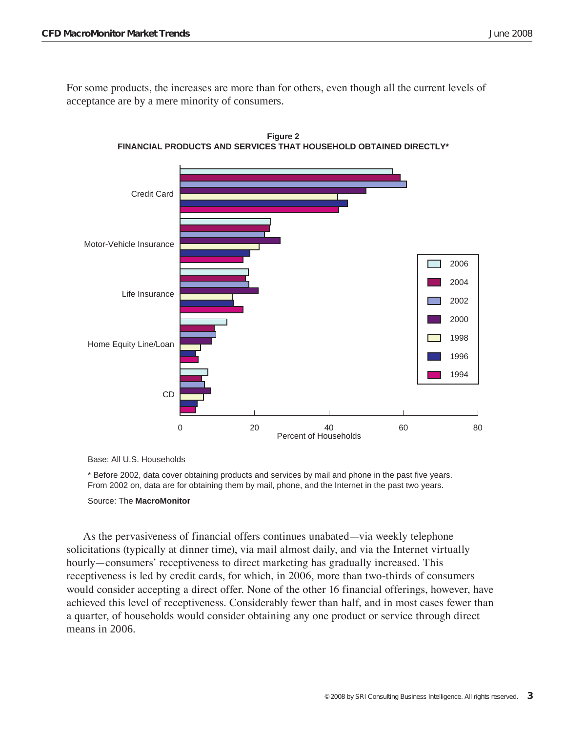For some products, the increases are more than for others, even though all the current levels of acceptance are by a mere minority of consumers.

**Figure 2**
**FINANCIAL PRODUCTS AND SERVICES THAT HOUSEHOLD OBTAINED DIRECTLY***

Base: All U.S. Households

* Before 2002, data cover obtaining products and services by mail and phone in the past five years. From 2002 on, data are for obtaining them by mail, phone, and the Internet in the past two years.

Source: The **MacroMonitor**

As the pervasiveness of financial offers continues unabated—via weekly telephone solicitations (typically at dinner time), via mail almost daily, and via the Internet virtually hourly—consumers' receptiveness to direct marketing has gradually increased. This receptiveness is led by credit cards, for which, in 2006, more than two-thirds of consumers would consider accepting a direct offer. None of the other 16 financial offerings, however, have achieved this level of receptiveness. Considerably fewer than half, and in most cases fewer than a quarter, of households would consider obtaining any one product or service through direct means in 2006.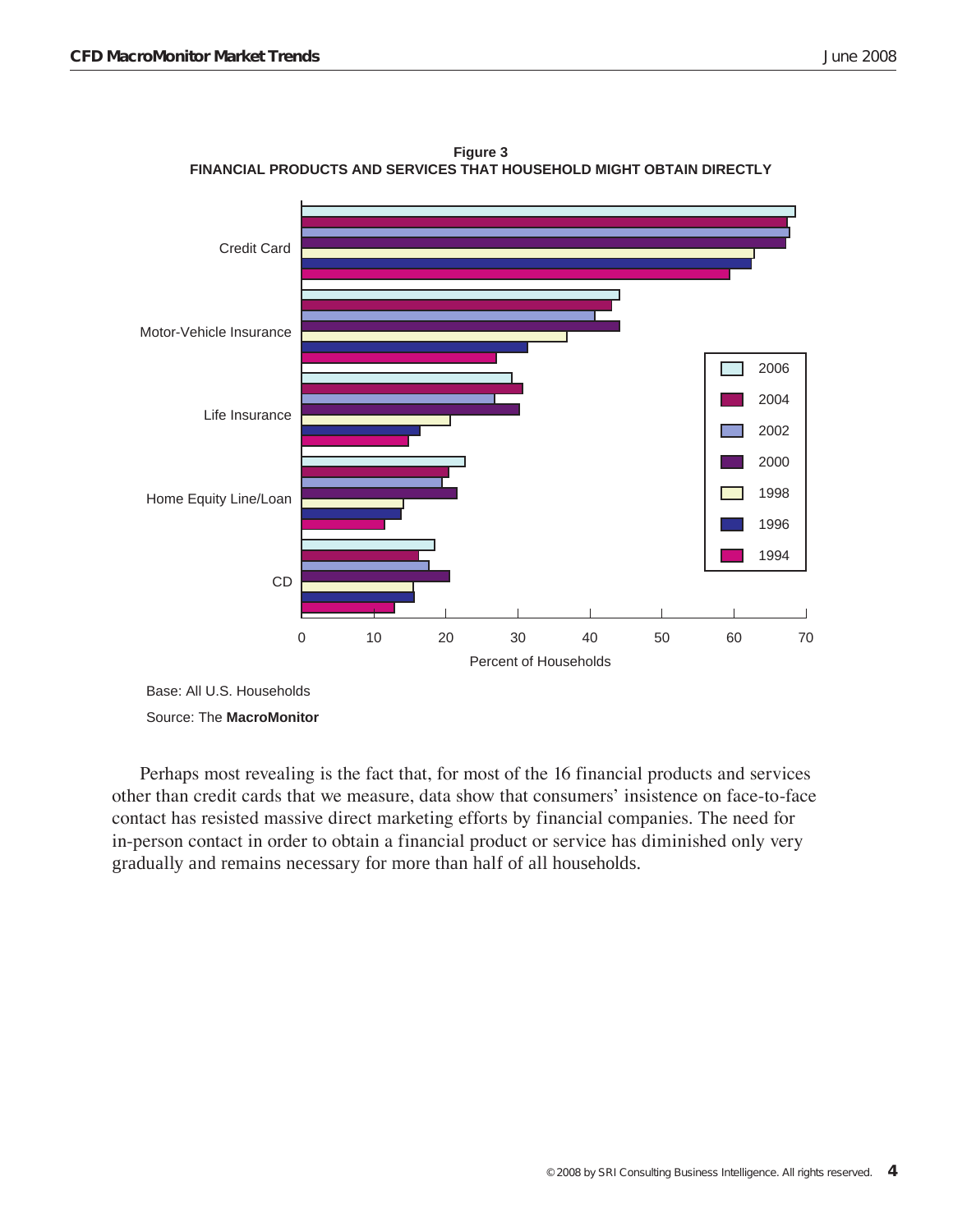**Figure 3**
**FINANCIAL PRODUCTS AND SERVICES THAT HOUSEHOLD MIGHT OBTAIN DIRECTLY**

Base: All U.S. Households

Source: The **MacroMonitor**

Perhaps most revealing is the fact that, for most of the 16 financial products and services other than credit cards that we measure, data show that consumers' insistence on face-to-face contact has resisted massive direct marketing efforts by financial companies. The need for in-person contact in order to obtain a financial product or service has diminished only very gradually and remains necessary for more than half of all households.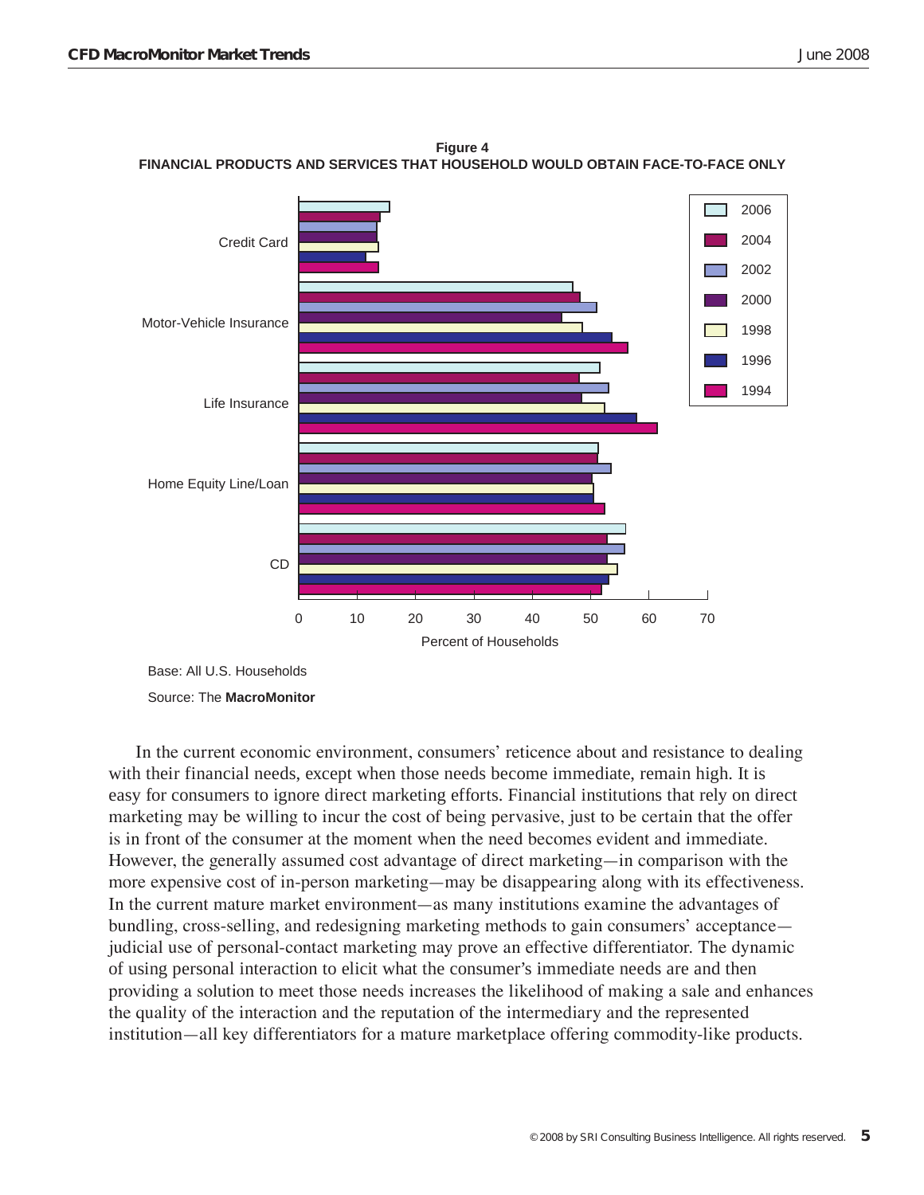**Figure 4**
**FINANCIAL PRODUCTS AND SERVICES THAT HOUSEHOLD WOULD OBTAIN FACE-TO-FACE ONLY**

Base: All U.S. Households

Source: The **MacroMonitor**

In the current economic environment, consumers' reticence about and resistance to dealing with their financial needs, except when those needs become immediate, remain high. It is easy for consumers to ignore direct marketing efforts. Financial institutions that rely on direct marketing may be willing to incur the cost of being pervasive, just to be certain that the offer is in front of the consumer at the moment when the need becomes evident and immediate. However, the generally assumed cost advantage of direct marketing—in comparison with the more expensive cost of in-person marketing—may be disappearing along with its effectiveness. In the current mature market environment—as many institutions examine the advantages of bundling, cross-selling, and redesigning marketing methods to gain consumers' acceptance—judicial use of personal-contact marketing may prove an effective differentiator. The dynamic of using personal interaction to elicit what the consumer's immediate needs are and then providing a solution to meet those needs increases the likelihood of making a sale and enhances the quality of the interaction and the reputation of the intermediary and the represented institution—all key differentiators for a mature marketplace offering commodity-like products.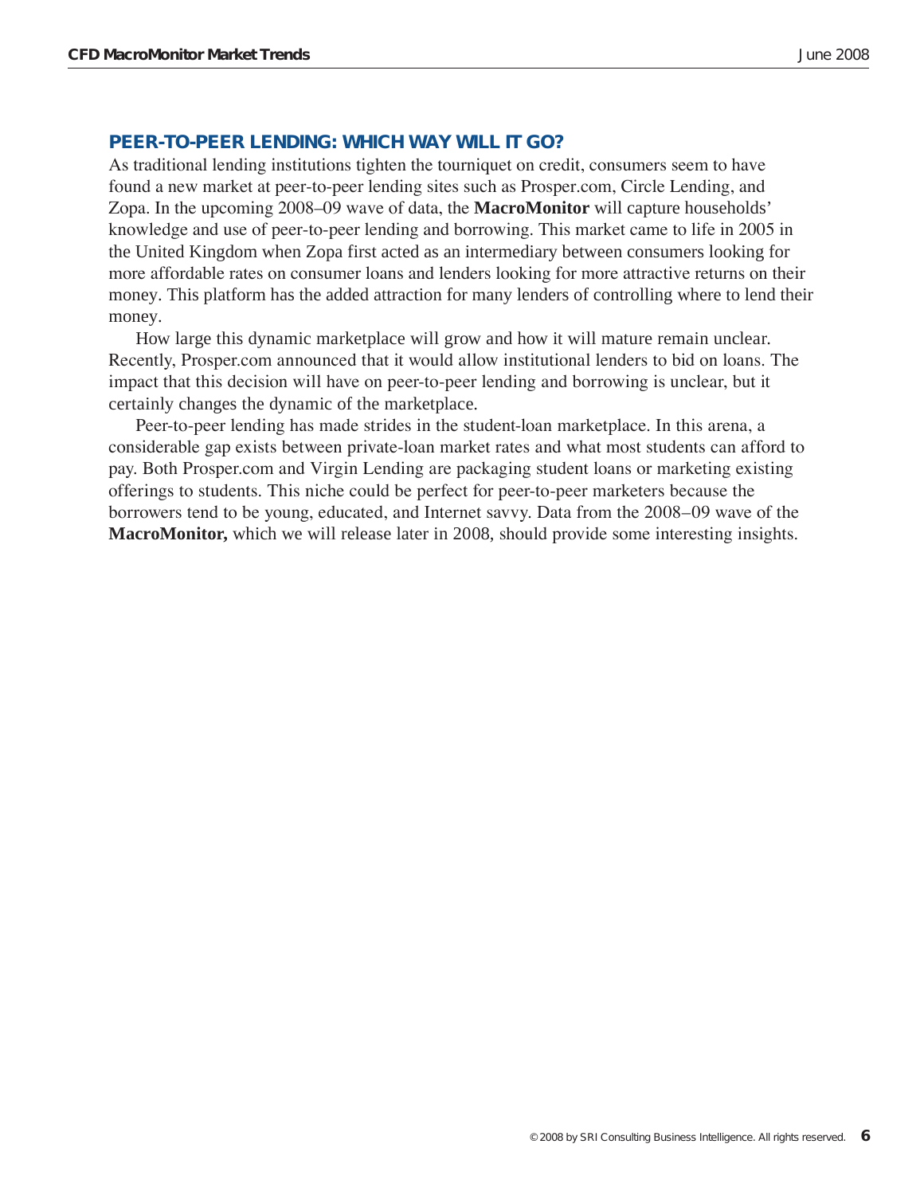## PEER-TO-PEER LENDING: WHICH WAY WILL IT GO?

As traditional lending institutions tighten the tourniquet on credit, consumers seem to have found a new market at peer-to-peer lending sites such as Prosper.com, Circle Lending, and Zopa. In the upcoming 2008–09 wave of data, the **MacroMonitor** will capture households' knowledge and use of peer-to-peer lending and borrowing. This market came to life in 2005 in the United Kingdom when Zopa first acted as an intermediary between consumers looking for more affordable rates on consumer loans and lenders looking for more attractive returns on their money. This platform has the added attraction for many lenders of controlling where to lend their money.

How large this dynamic marketplace will grow and how it will mature remain unclear. Recently, Prosper.com announced that it would allow institutional lenders to bid on loans. The impact that this decision will have on peer-to-peer lending and borrowing is unclear, but it certainly changes the dynamic of the marketplace.

Peer-to-peer lending has made strides in the student-loan marketplace. In this arena, a considerable gap exists between private-loan market rates and what most students can afford to pay. Both Prosper.com and Virgin Lending are packaging student loans or marketing existing offerings to students. This niche could be perfect for peer-to-peer marketers because the borrowers tend to be young, educated, and Internet savvy. Data from the 2008–09 wave of the **MacroMonitor,** which we will release later in 2008, should provide some interesting insights.